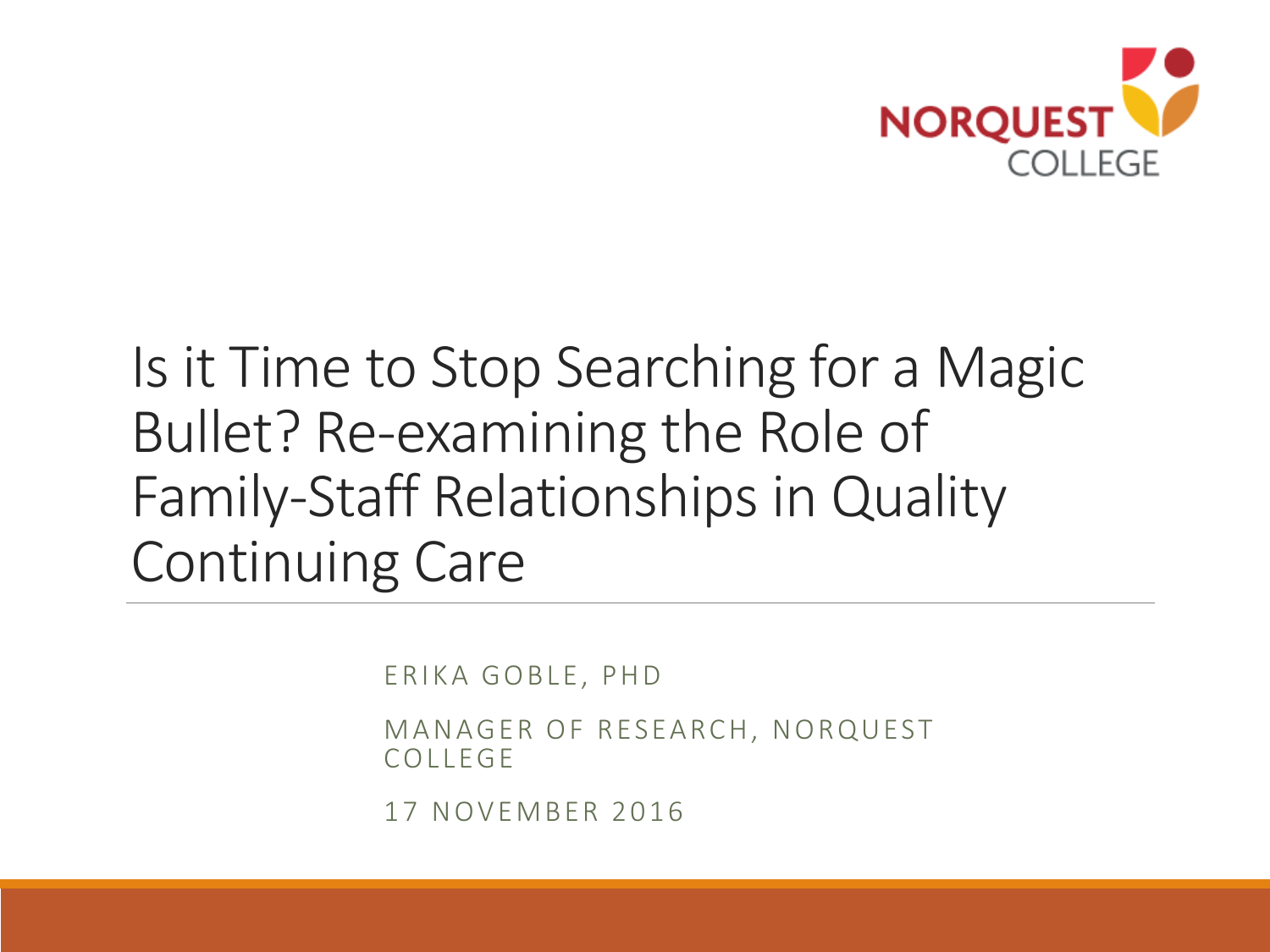NORQUEST COLLEGE

# Is it Time to Stop Searching for a Magic Bullet? Re-examining the Role of Family-Staff Relationships in Quality Continuing Care

ERIKA GOBLE, PHD

MANAGER OF RESEARCH, NORQUEST COLLEGE

17 NOVEMBER 2016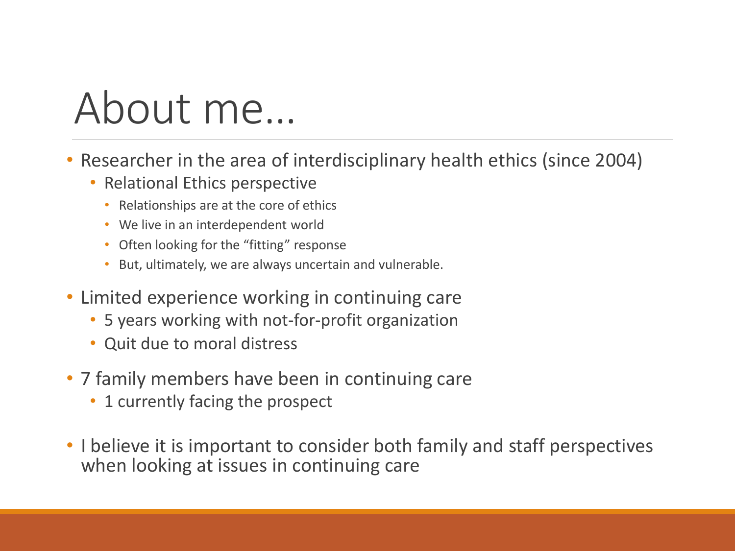# About me…

- Researcher in the area of interdisciplinary health ethics (since 2004)
  - Relational Ethics perspective
    - Relationships are at the core of ethics
    - We live in an interdependent world
    - Often looking for the "fitting" response
    - But, ultimately, we are always uncertain and vulnerable.
- Limited experience working in continuing care
  - 5 years working with not-for-profit organization
  - Quit due to moral distress
- 7 family members have been in continuing care
  - 1 currently facing the prospect
- I believe it is important to consider both family and staff perspectives when looking at issues in continuing care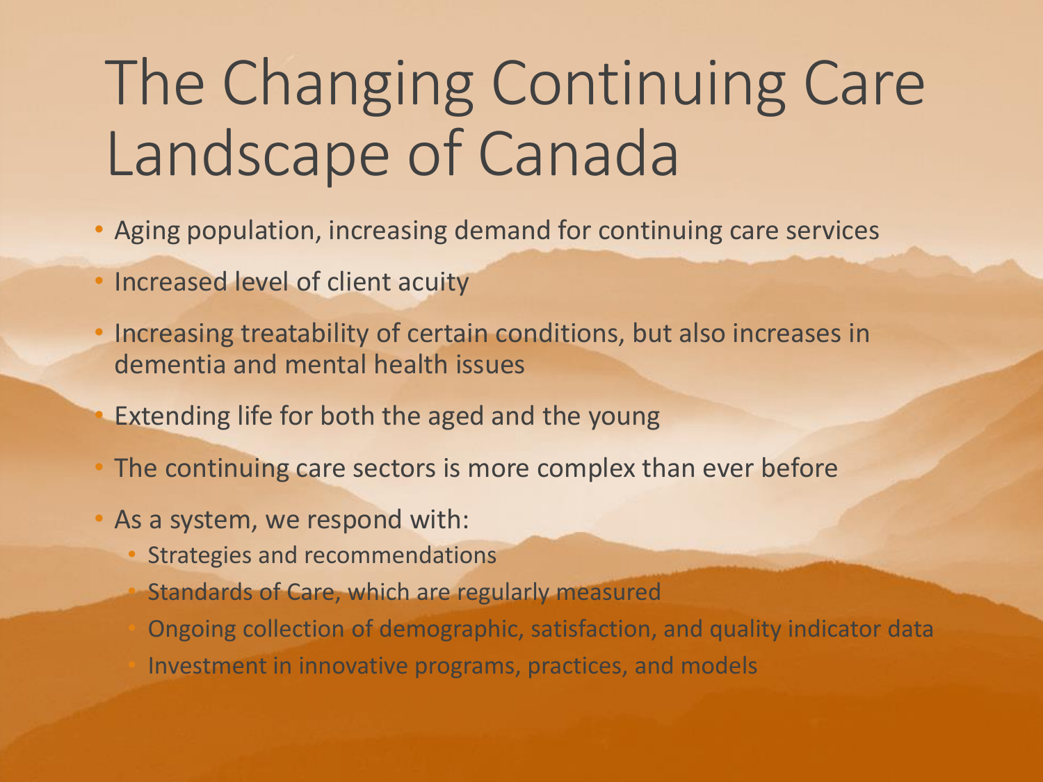# The Changing Continuing Care Landscape of Canada

- Aging population, increasing demand for continuing care services
- Increased level of client acuity
- Increasing treatability of certain conditions, but also increases in dementia and mental health issues
- Extending life for both the aged and the young
- The continuing care sectors is more complex than ever before
- As a system, we respond with:
  - Strategies and recommendations
  - Standards of Care, which are regularly measured
  - Ongoing collection of demographic, satisfaction, and quality indicator data
  - Investment in innovative programs, practices, and models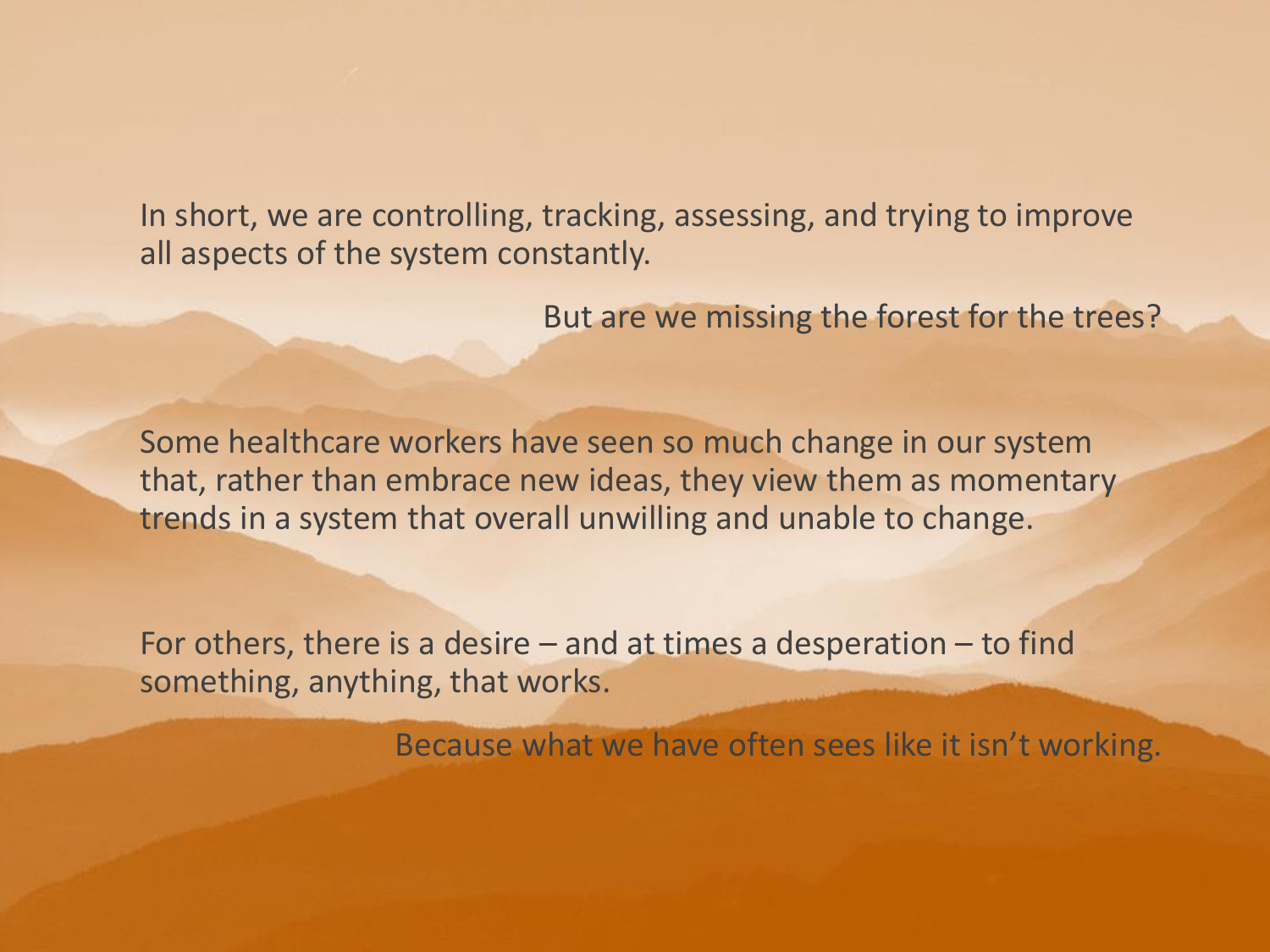In short, we are controlling, tracking, assessing, and trying to improve all aspects of the system constantly.

But are we missing the forest for the trees?

Some healthcare workers have seen so much change in our system that, rather than embrace new ideas, they view them as momentary trends in a system that overall unwilling and unable to change.

For others, there is a desire – and at times a desperation – to find something, anything, that works.

Because what we have often sees like it isn't working.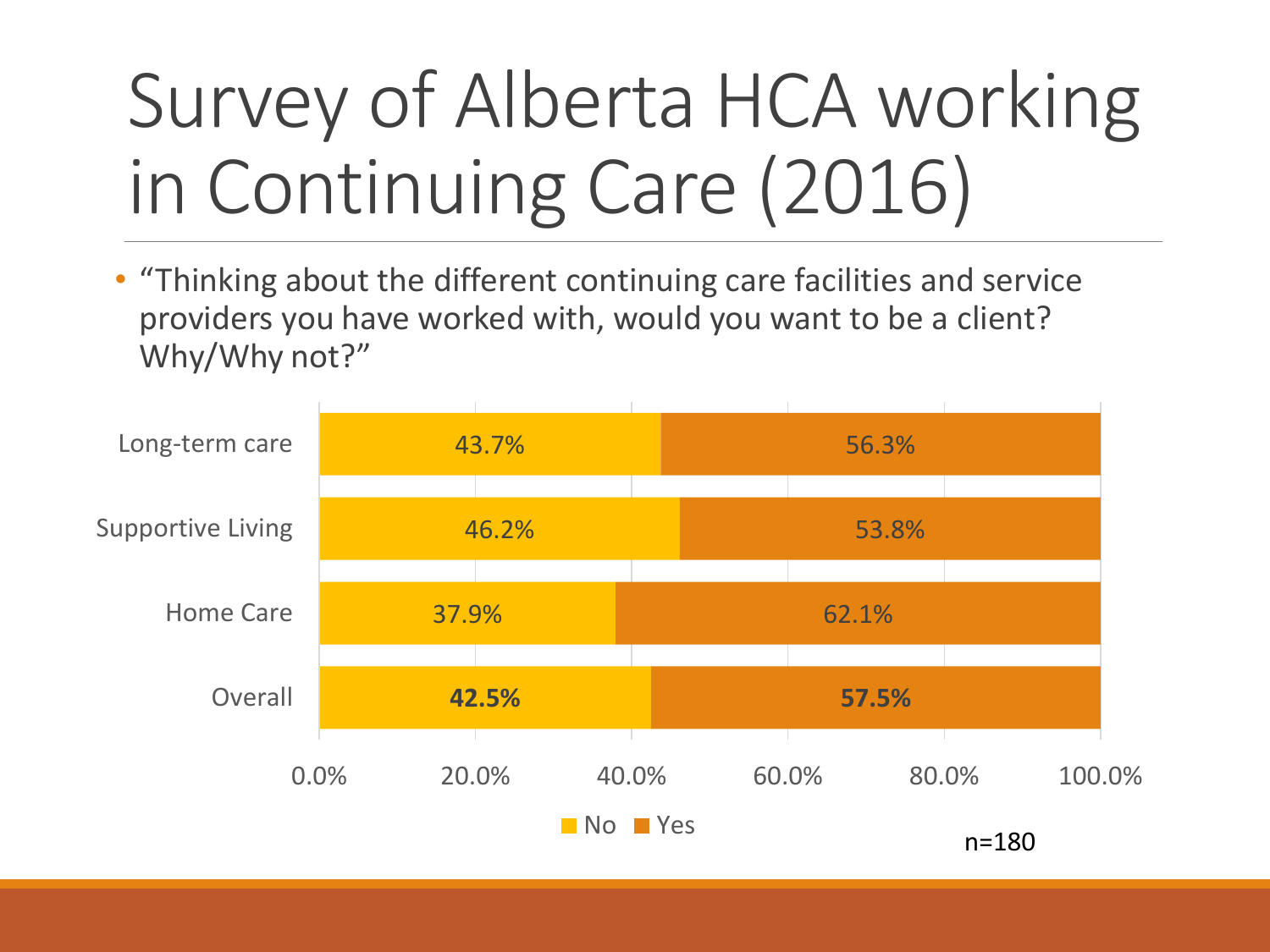# Survey of Alberta HCA working in Continuing Care (2016)

- "Thinking about the different continuing care facilities and service providers you have worked with, would you want to be a client? Why/Why not?"

| | No | Yes |
|---|---|---|
| Long-term care | 43.7% | 56.3% |
| Supportive Living | 46.2% | 53.8% |
| Home Care | 37.9% | 62.1% |
| Overall | **42.5%** | **57.5%** |

n=180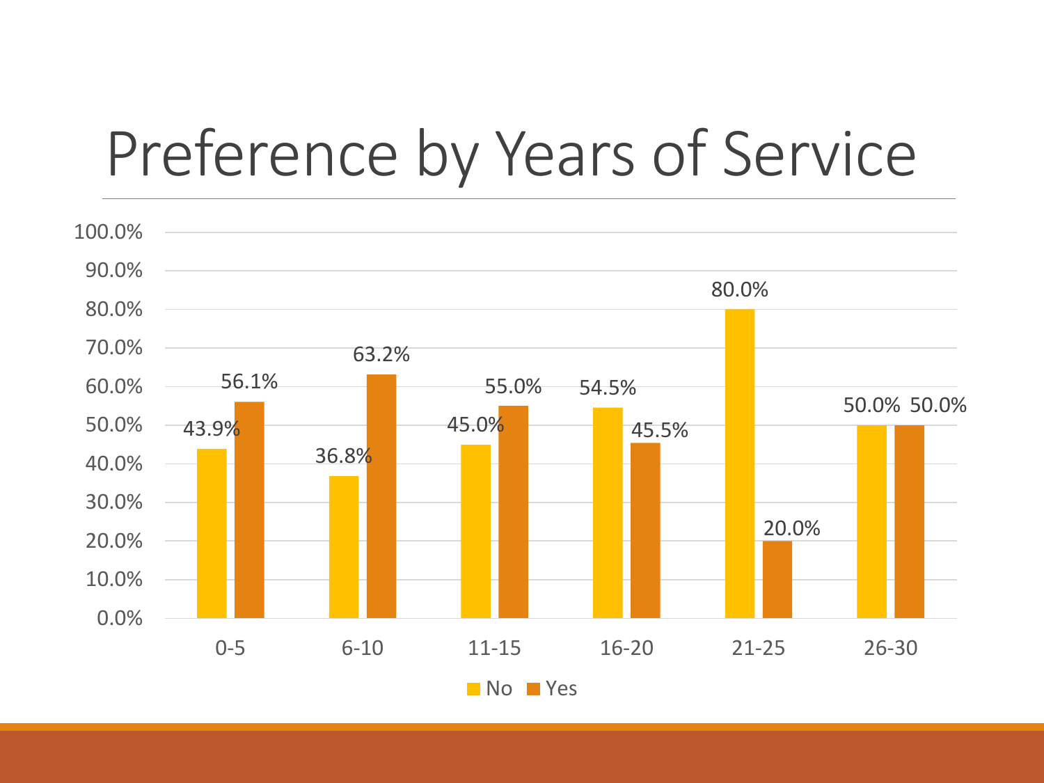# Preference by Years of Service

| Years of Service | No | Yes |
| --- | --- | --- |
| 0-5 | 43.9% | 56.1% |
| 6-10 | 36.8% | 63.2% |
| 11-15 | 45.0% | 55.0% |
| 16-20 | 54.5% | 45.5% |
| 21-25 | 80.0% | 20.0% |
| 26-30 | 50.0% | 50.0% |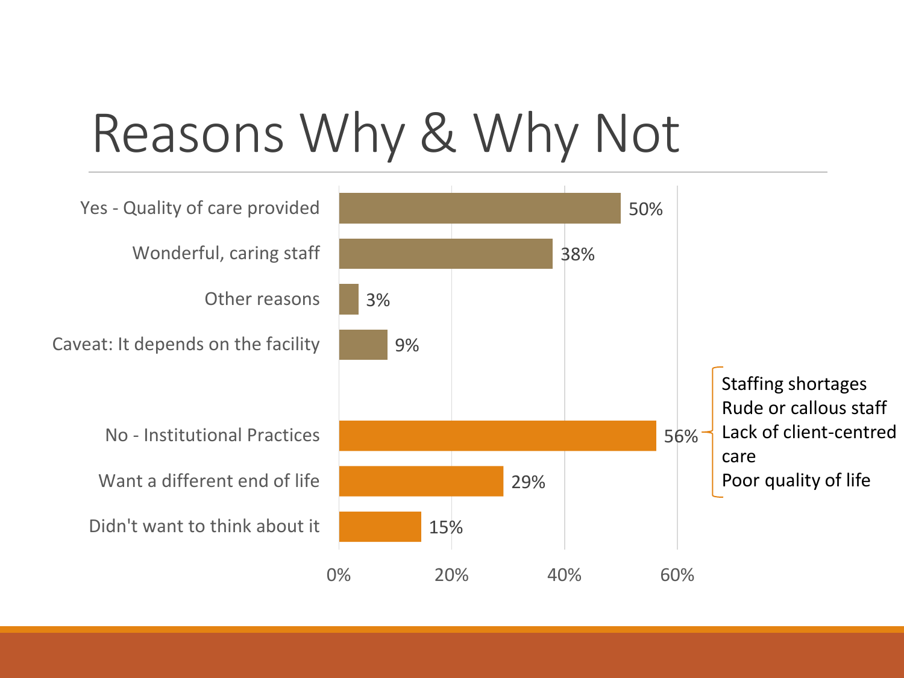# Reasons Why & Why Not

| Reason | Percentage |
|---|---|
| Yes - Quality of care provided | 50% |
| Wonderful, caring staff | 38% |
| Other reasons | 3% |
| Caveat: It depends on the facility | 9% |
| No - Institutional Practices | 56% |
| Want a different end of life | 29% |
| Didn't want to think about it | 15% |

No - Institutional Practices (56%):

- Staffing shortages
- Rude or callous staff
- Lack of client-centred care
- Poor quality of life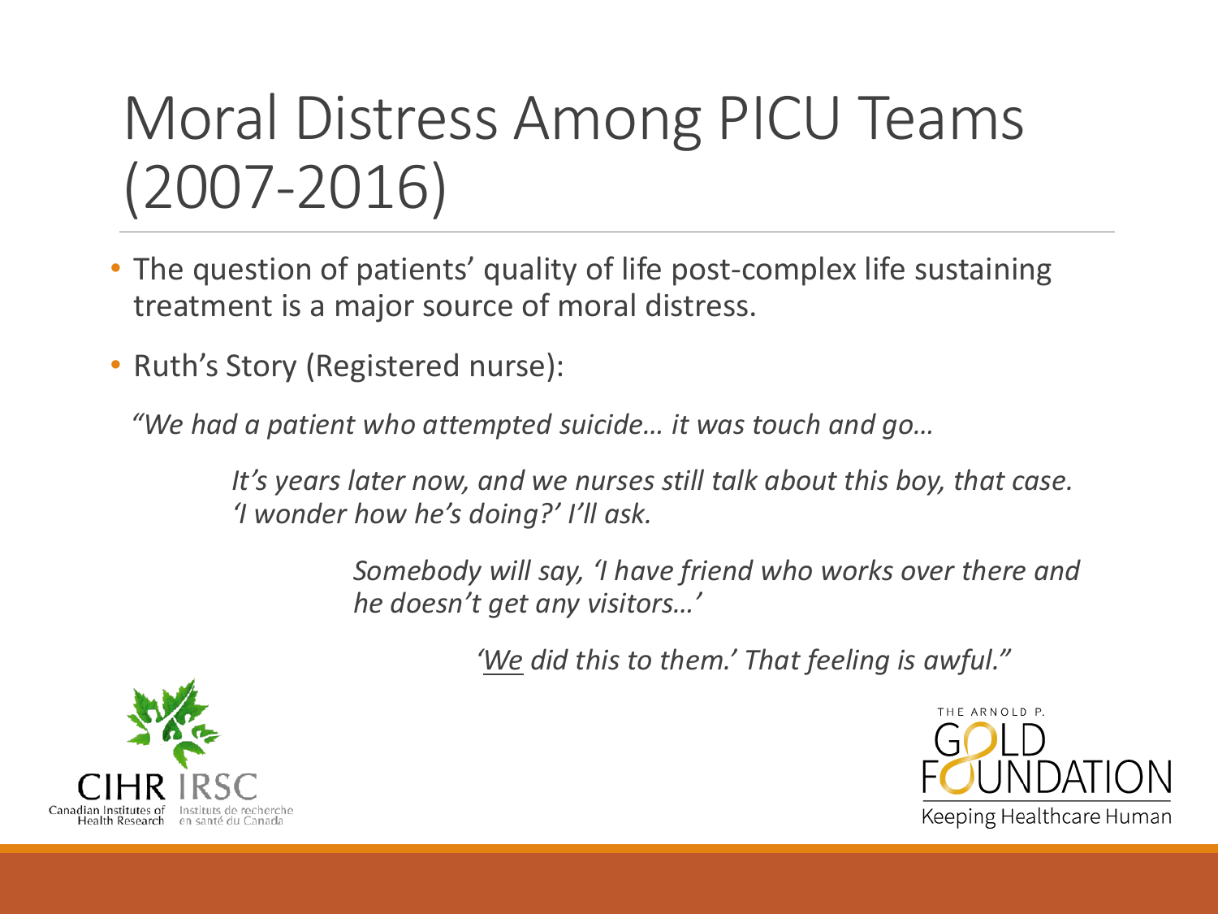# Moral Distress Among PICU Teams (2007-2016)

- The question of patients' quality of life post-complex life sustaining treatment is a major source of moral distress.
- Ruth's Story (Registered nurse):

*"We had a patient who attempted suicide… it was touch and go…*

*It's years later now, and we nurses still talk about this boy, that case. 'I wonder how he's doing?' I'll ask.*

*Somebody will say, 'I have friend who works over there and he doesn't get any visitors…'*

*'<u>We</u> did this to them.' That feeling is awful."*

CIHR IRSC
Canadian Institutes of Health Research
Instituts de recherche en santé du Canada

THE ARNOLD P. GOLD FOUNDATION
Keeping Healthcare Human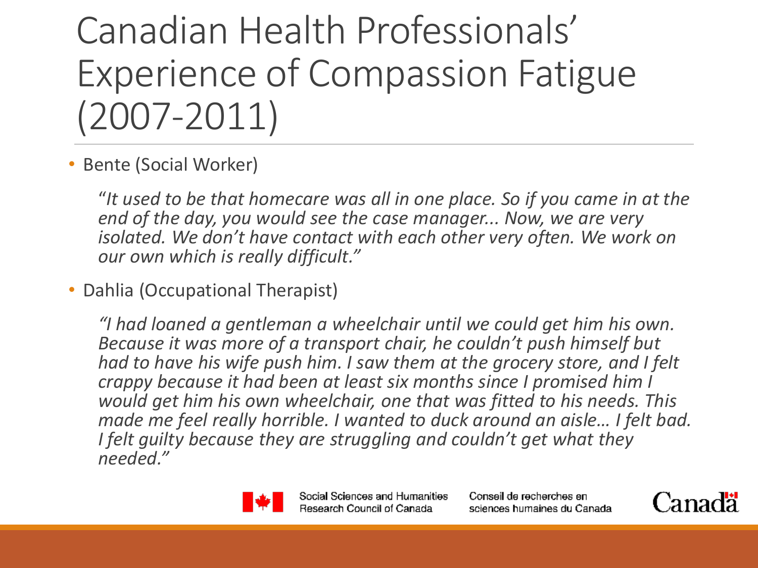# Canadian Health Professionals' Experience of Compassion Fatigue (2007-2011)

- Bente (Social Worker)

  *"It used to be that homecare was all in one place. So if you came in at the end of the day, you would see the case manager... Now, we are very isolated. We don't have contact with each other very often. We work on our own which is really difficult."*

- Dahlia (Occupational Therapist)

  *"I had loaned a gentleman a wheelchair until we could get him his own. Because it was more of a transport chair, he couldn't push himself but had to have his wife push him. I saw them at the grocery store, and I felt crappy because it had been at least six months since I promised him I would get him his own wheelchair, one that was fitted to his needs. This made me feel really horrible. I wanted to duck around an aisle… I felt bad. I felt guilty because they are struggling and couldn't get what they needed."*

Social Sciences and Humanities Research Council of Canada | Conseil de recherches en sciences humaines du Canada | Canada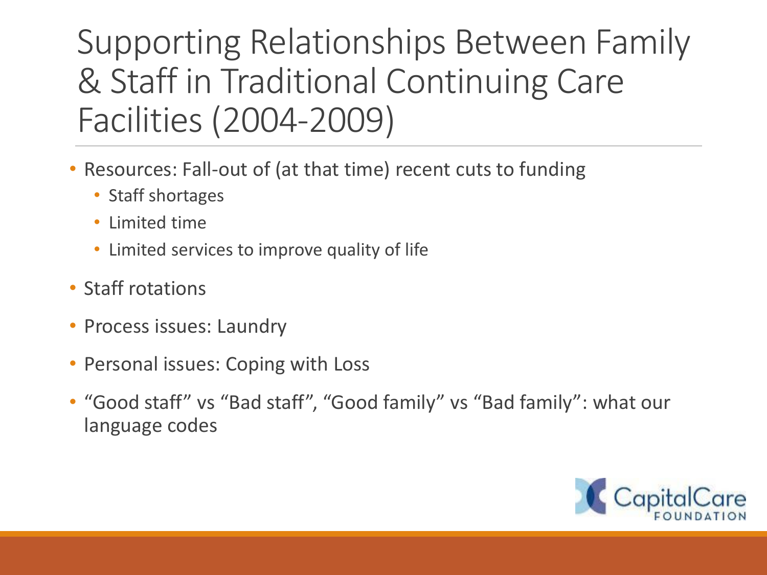# Supporting Relationships Between Family & Staff in Traditional Continuing Care Facilities (2004-2009)

- Resources: Fall-out of (at that time) recent cuts to funding
  - Staff shortages
  - Limited time
  - Limited services to improve quality of life
- Staff rotations
- Process issues: Laundry
- Personal issues: Coping with Loss
- "Good staff" vs "Bad staff", "Good family" vs "Bad family": what our language codes

CapitalCare FOUNDATION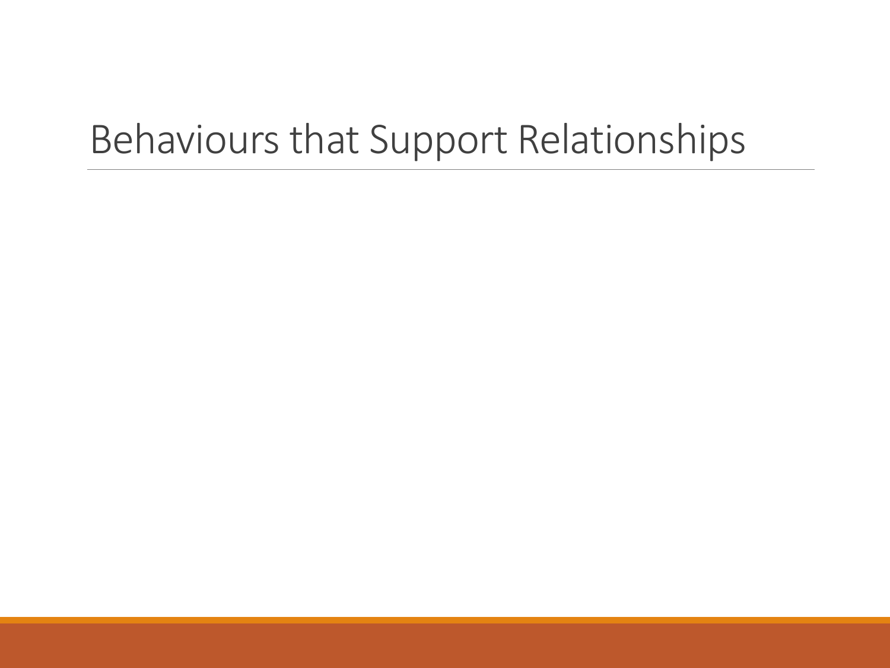# Behaviours that Support Relationships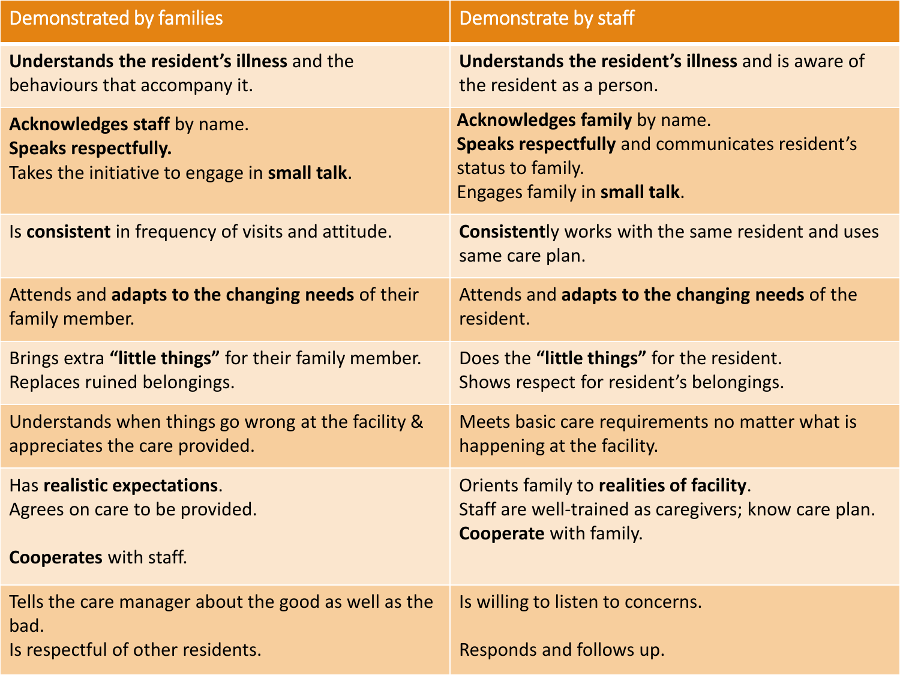| Demonstrated by families | Demonstrate by staff |
|---|---|
| **Understands the resident's illness** and the behaviours that accompany it. | **Understands the resident's illness** and is aware of the resident as a person. |
| **Acknowledges staff** by name.<br>**Speaks respectfully.**<br>Takes the initiative to engage in **small talk**. | **Acknowledges family** by name.<br>**Speaks respectfully** and communicates resident's status to family.<br>Engages family in **small talk**. |
| Is **consistent** in frequency of visits and attitude. | **Consistent**ly works with the same resident and uses same care plan. |
| Attends and **adapts to the changing needs** of their family member. | Attends and **adapts to the changing needs** of the resident. |
| Brings extra **"little things"** for their family member.<br>Replaces ruined belongings. | Does the **"little things"** for the resident.<br>Shows respect for resident's belongings. |
| Understands when things go wrong at the facility & appreciates the care provided. | Meets basic care requirements no matter what is happening at the facility. |
| Has **realistic expectations**.<br>Agrees on care to be provided.<br><br>**Cooperates** with staff. | Orients family to **realities of facility**.<br>Staff are well-trained as caregivers; know care plan.<br>**Cooperate** with family. |
| Tells the care manager about the good as well as the bad.<br>Is respectful of other residents. | Is willing to listen to concerns.<br><br>Responds and follows up. |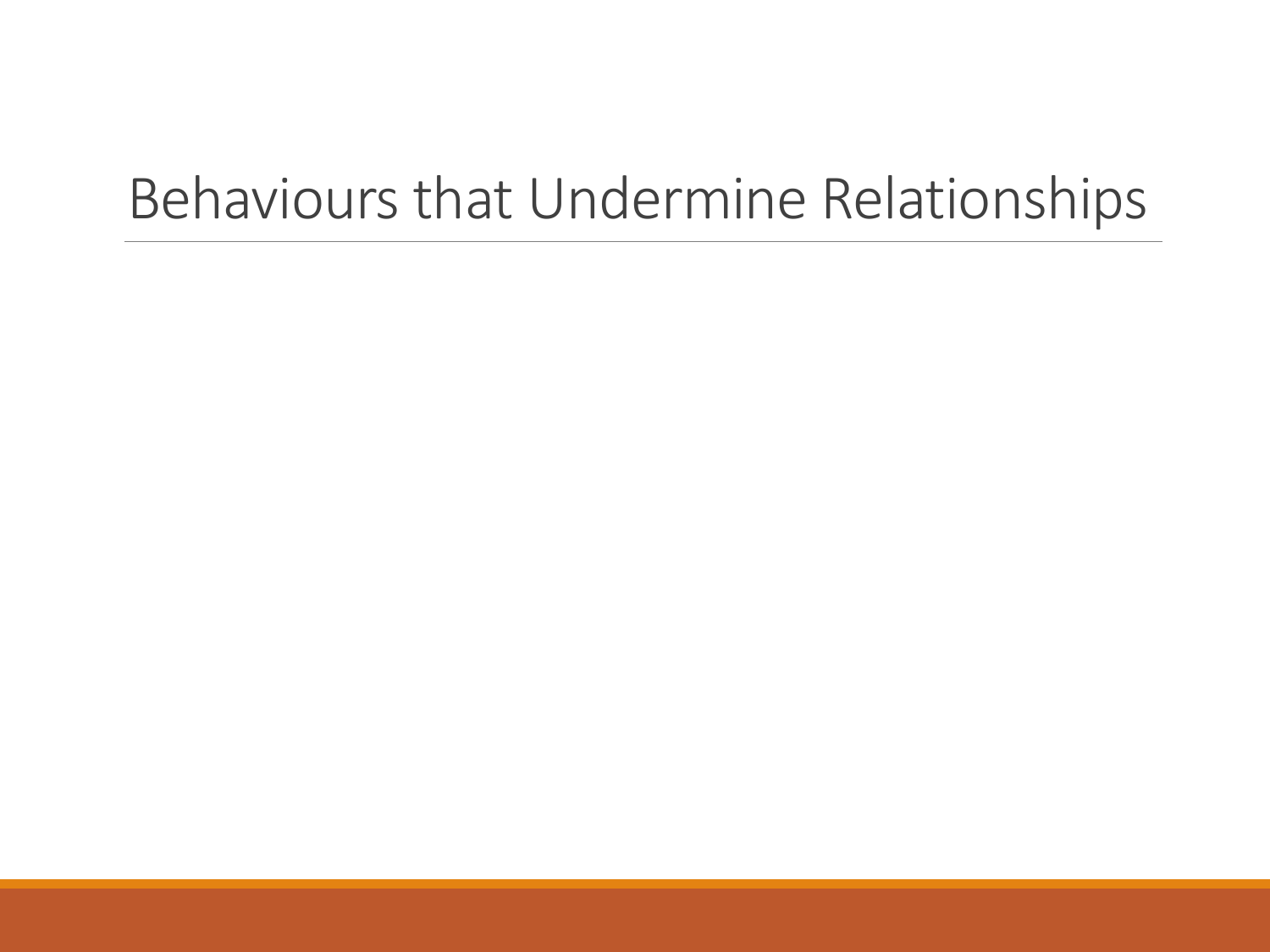# Behaviours that Undermine Relationships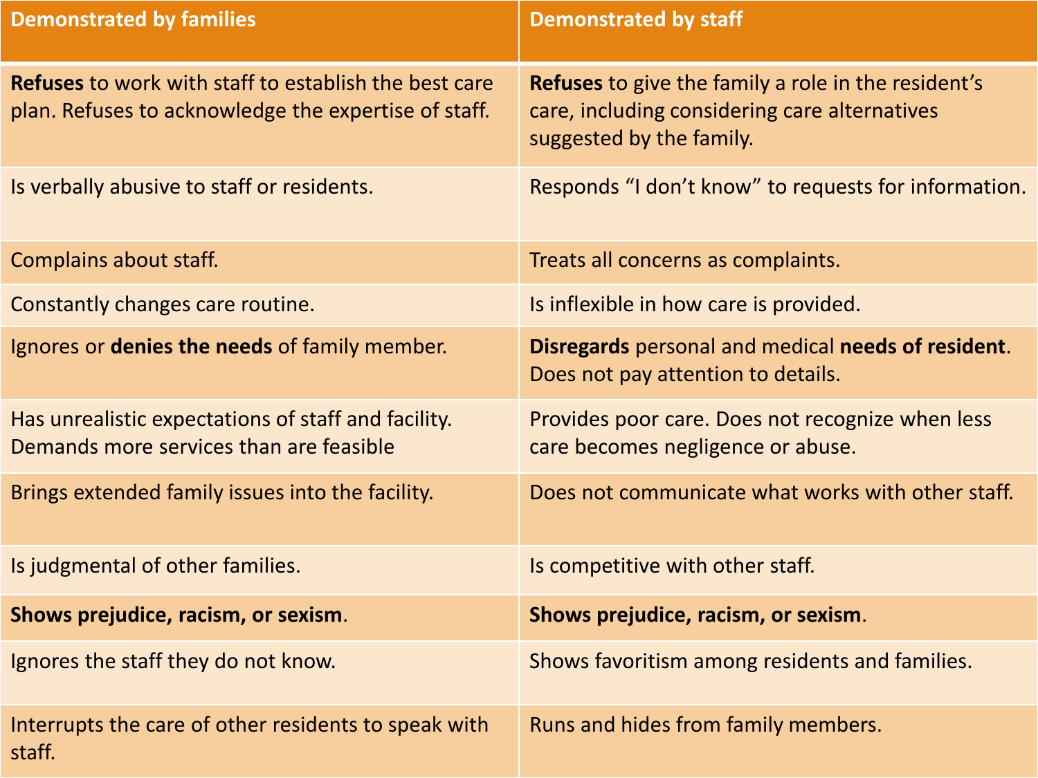| Demonstrated by families | Demonstrated by staff |
| --- | --- |
| **Refuses** to work with staff to establish the best care plan. Refuses to acknowledge the expertise of staff. | **Refuses** to give the family a role in the resident's care, including considering care alternatives suggested by the family. |
| Is verbally abusive to staff or residents. | Responds "I don't know" to requests for information. |
| Complains about staff. | Treats all concerns as complaints. |
| Constantly changes care routine. | Is inflexible in how care is provided. |
| Ignores or **denies the needs** of family member. | **Disregards** personal and medical **needs of resident**. Does not pay attention to details. |
| Has unrealistic expectations of staff and facility. Demands more services than are feasible | Provides poor care. Does not recognize when less care becomes negligence or abuse. |
| Brings extended family issues into the facility. | Does not communicate what works with other staff. |
| Is judgmental of other families. | Is competitive with other staff. |
| **Shows prejudice, racism, or sexism**. | **Shows prejudice, racism, or sexism**. |
| Ignores the staff they do not know. | Shows favoritism among residents and families. |
| Interrupts the care of other residents to speak with staff. | Runs and hides from family members. |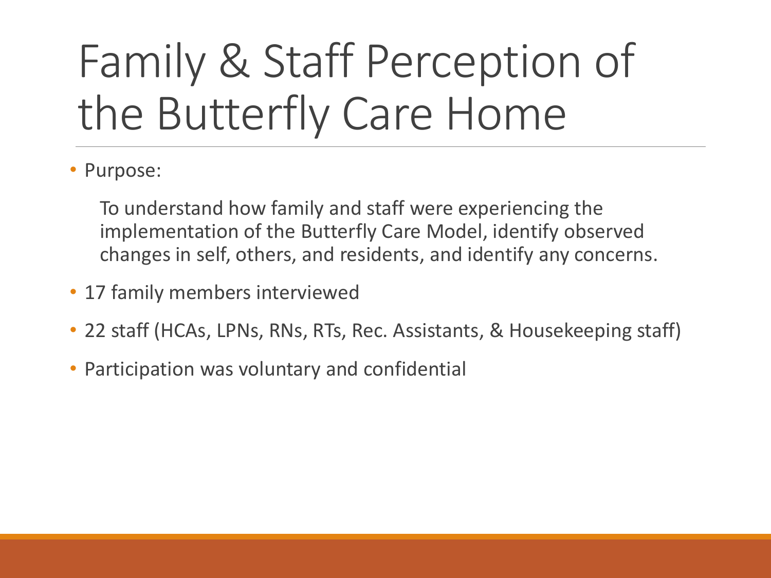# Family & Staff Perception of the Butterfly Care Home

- Purpose:

  To understand how family and staff were experiencing the implementation of the Butterfly Care Model, identify observed changes in self, others, and residents, and identify any concerns.

- 17 family members interviewed
- 22 staff (HCAs, LPNs, RNs, RTs, Rec. Assistants, & Housekeeping staff)
- Participation was voluntary and confidential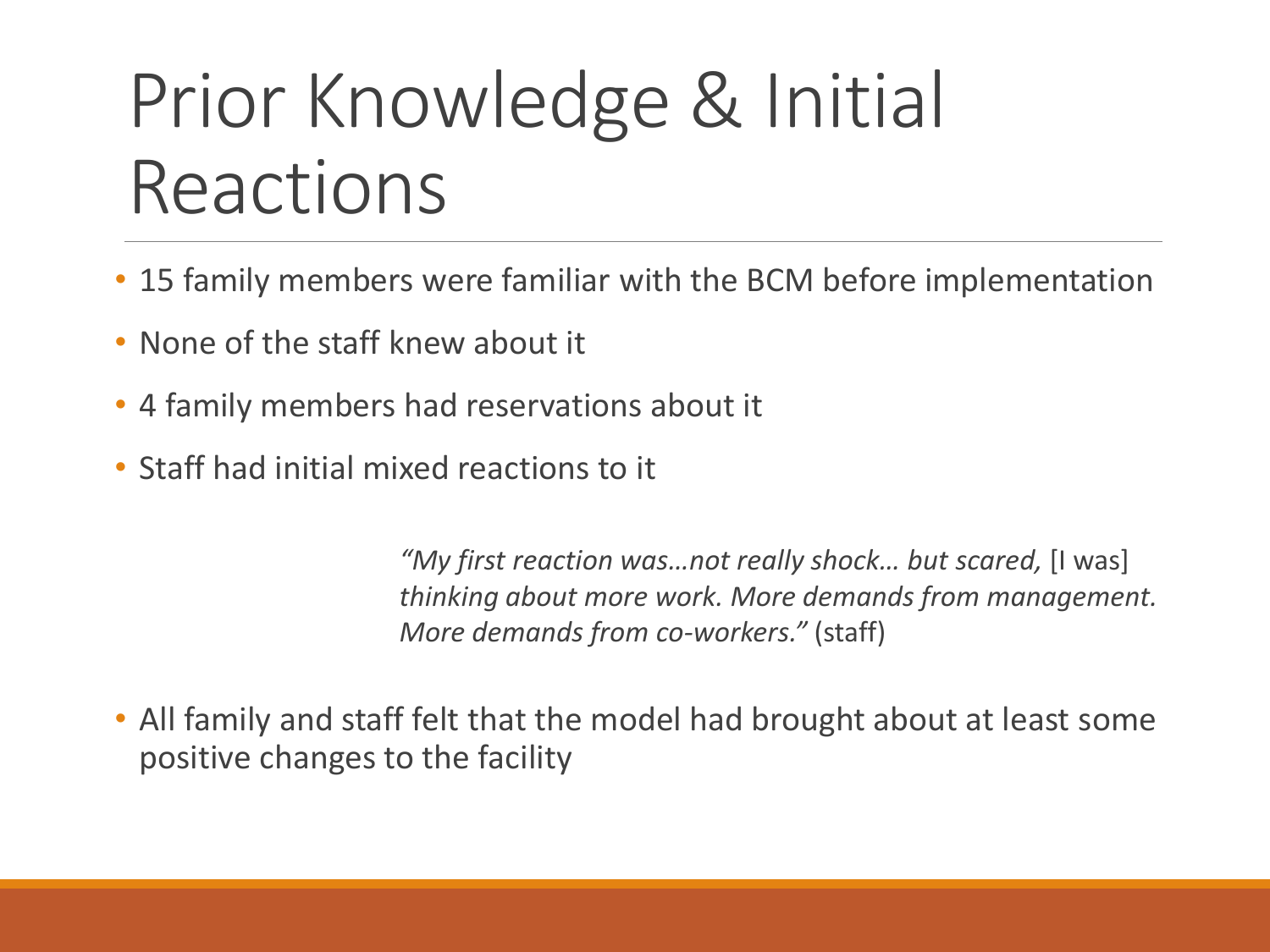# Prior Knowledge & Initial Reactions

- 15 family members were familiar with the BCM before implementation
- None of the staff knew about it
- 4 family members had reservations about it
- Staff had initial mixed reactions to it

> *"My first reaction was…not really shock… but scared,* [I was] *thinking about more work. More demands from management. More demands from co-workers."* (staff)

- All family and staff felt that the model had brought about at least some positive changes to the facility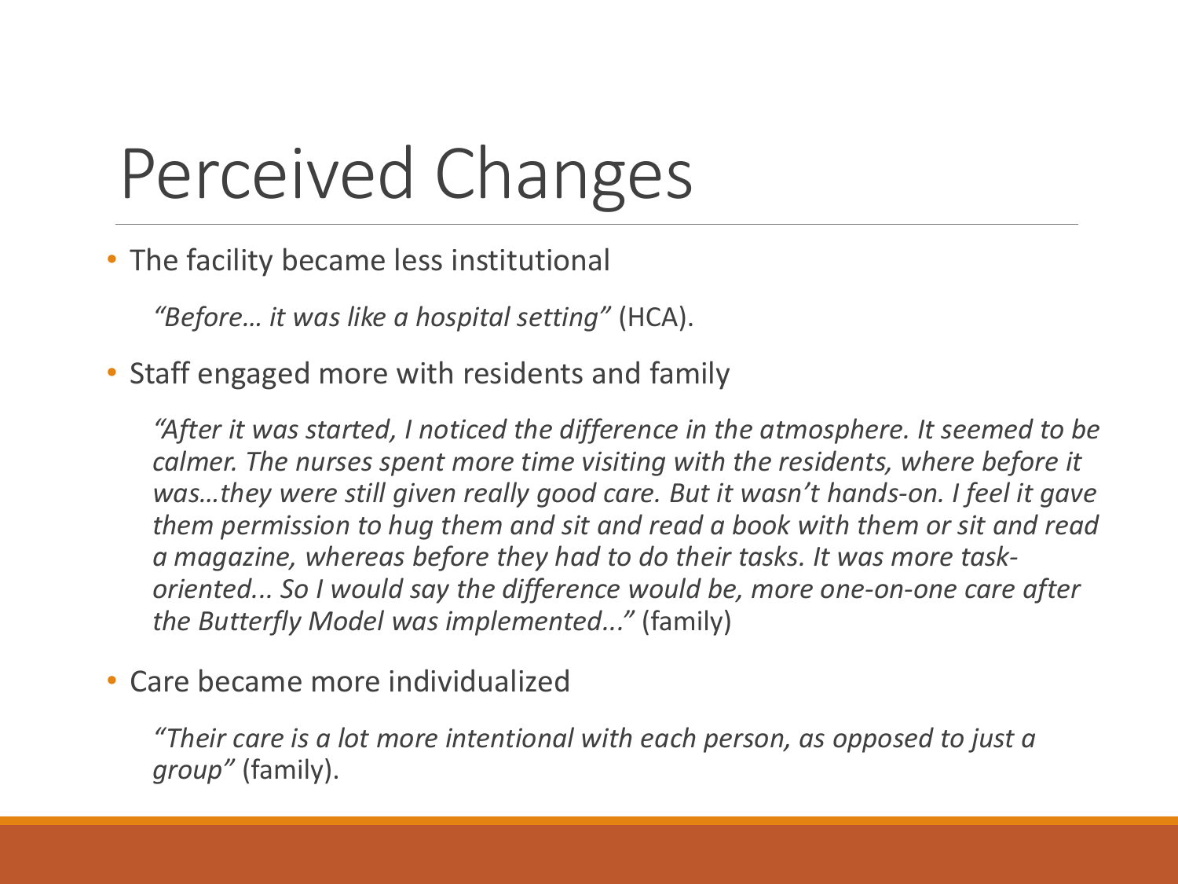# Perceived Changes

- The facility became less institutional

  *"Before… it was like a hospital setting"* (HCA).

- Staff engaged more with residents and family

  *"After it was started, I noticed the difference in the atmosphere. It seemed to be calmer. The nurses spent more time visiting with the residents, where before it was…they were still given really good care. But it wasn't hands-on. I feel it gave them permission to hug them and sit and read a book with them or sit and read a magazine, whereas before they had to do their tasks. It was more task-oriented... So I would say the difference would be, more one-on-one care after the Butterfly Model was implemented..."* (family)

- Care became more individualized

  *"Their care is a lot more intentional with each person, as opposed to just a group"* (family).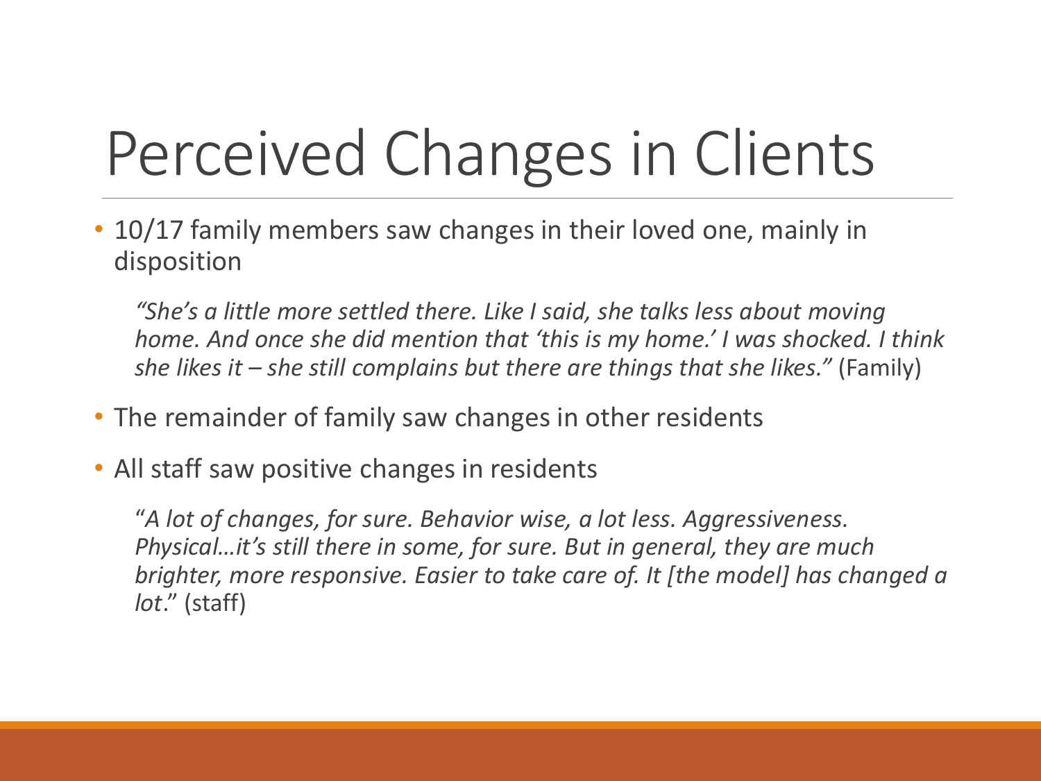# Perceived Changes in Clients

- 10/17 family members saw changes in their loved one, mainly in disposition

  *"She's a little more settled there. Like I said, she talks less about moving home. And once she did mention that 'this is my home.' I was shocked. I think she likes it – she still complains but there are things that she likes."* (Family)

- The remainder of family saw changes in other residents
- All staff saw positive changes in residents

  "*A lot of changes, for sure. Behavior wise, a lot less. Aggressiveness. Physical…it's still there in some, for sure. But in general, they are much brighter, more responsive. Easier to take care of. It [the model] has changed a lot*." (staff)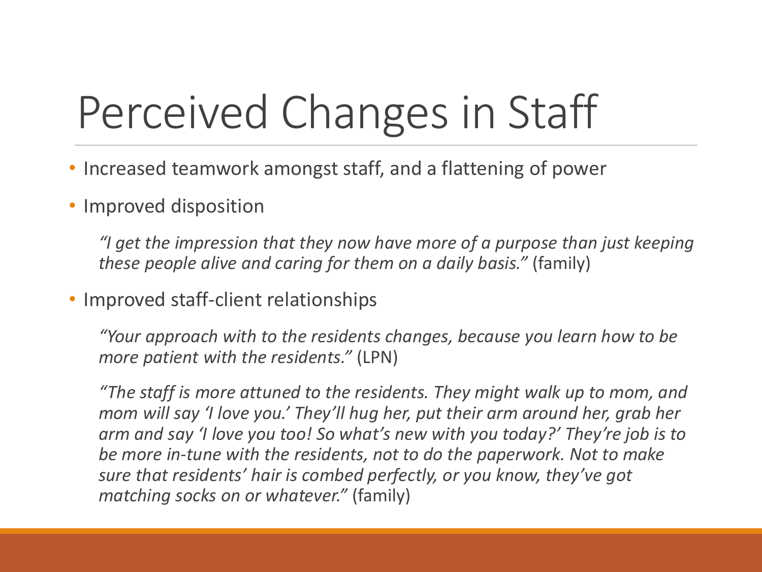# Perceived Changes in Staff

- Increased teamwork amongst staff, and a flattening of power
- Improved disposition

  *"I get the impression that they now have more of a purpose than just keeping these people alive and caring for them on a daily basis."* (family)

- Improved staff-client relationships

  *"Your approach with to the residents changes, because you learn how to be more patient with the residents."* (LPN)

  *"The staff is more attuned to the residents. They might walk up to mom, and mom will say 'I love you.' They'll hug her, put their arm around her, grab her arm and say 'I love you too! So what's new with you today?' They're job is to be more in-tune with the residents, not to do the paperwork. Not to make sure that residents' hair is combed perfectly, or you know, they've got matching socks on or whatever."* (family)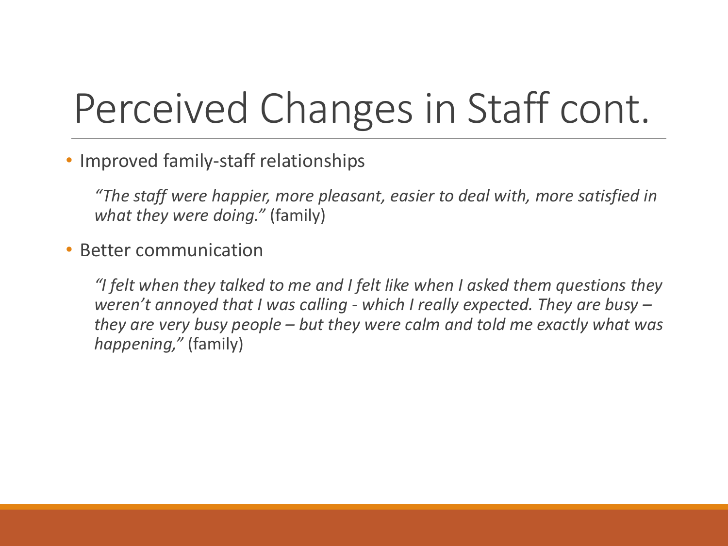# Perceived Changes in Staff cont.

- Improved family-staff relationships

  *"The staff were happier, more pleasant, easier to deal with, more satisfied in what they were doing."* (family)

- Better communication

  *"I felt when they talked to me and I felt like when I asked them questions they weren't annoyed that I was calling - which I really expected. They are busy – they are very busy people – but they were calm and told me exactly what was happening,"* (family)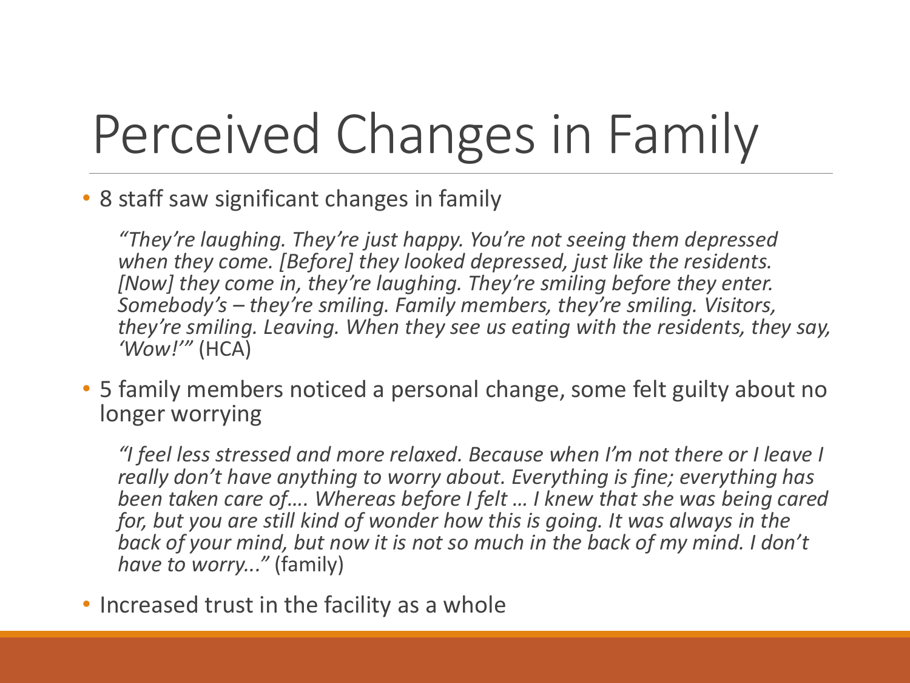# Perceived Changes in Family

- 8 staff saw significant changes in family

  *"They're laughing. They're just happy. You're not seeing them depressed when they come. [Before] they looked depressed, just like the residents. [Now] they come in, they're laughing. They're smiling before they enter. Somebody's – they're smiling. Family members, they're smiling. Visitors, they're smiling. Leaving. When they see us eating with the residents, they say, 'Wow!'"* (HCA)

- 5 family members noticed a personal change, some felt guilty about no longer worrying

  *"I feel less stressed and more relaxed. Because when I'm not there or I leave I really don't have anything to worry about. Everything is fine; everything has been taken care of…. Whereas before I felt … I knew that she was being cared for, but you are still kind of wonder how this is going. It was always in the back of your mind, but now it is not so much in the back of my mind. I don't have to worry..."* (family)

- Increased trust in the facility as a whole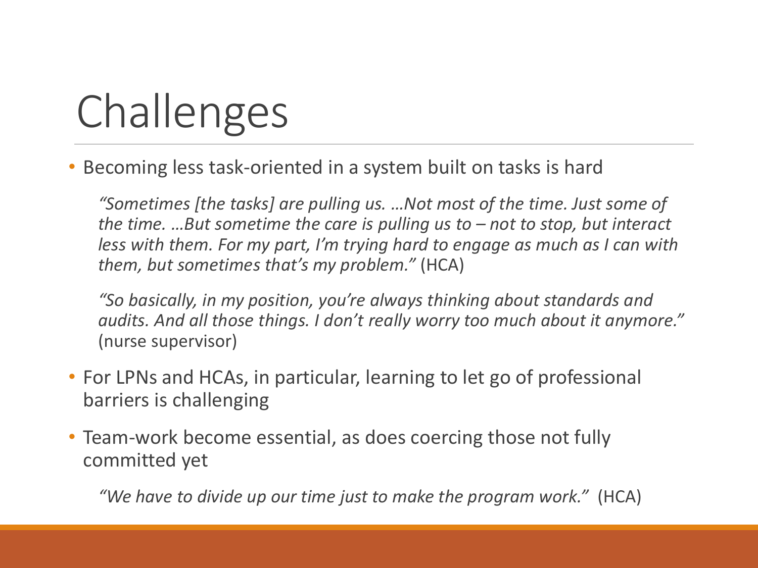# Challenges

- Becoming less task-oriented in a system built on tasks is hard

  *"Sometimes [the tasks] are pulling us. …Not most of the time. Just some of the time. …But sometime the care is pulling us to – not to stop, but interact less with them. For my part, I'm trying hard to engage as much as I can with them, but sometimes that's my problem."* (HCA)

  *"So basically, in my position, you're always thinking about standards and audits. And all those things. I don't really worry too much about it anymore."* (nurse supervisor)

- For LPNs and HCAs, in particular, learning to let go of professional barriers is challenging

- Team-work become essential, as does coercing those not fully committed yet

  *"We have to divide up our time just to make the program work."* (HCA)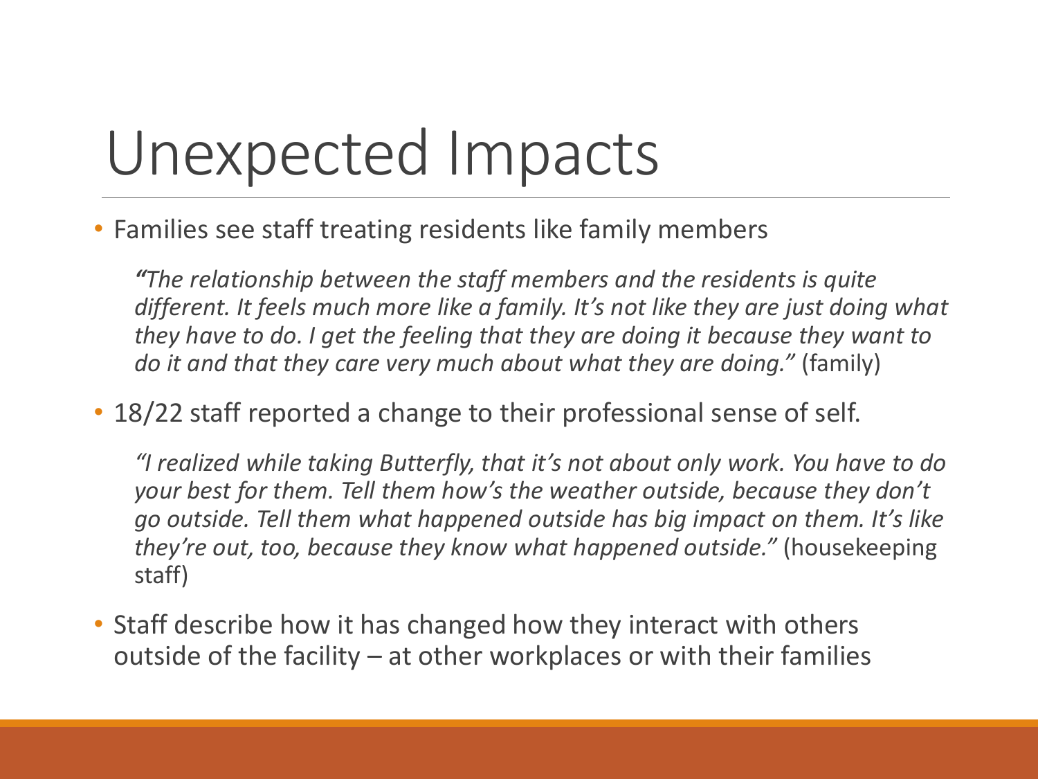# Unexpected Impacts

- Families see staff treating residents like family members

  *"The relationship between the staff members and the residents is quite different. It feels much more like a family. It's not like they are just doing what they have to do. I get the feeling that they are doing it because they want to do it and that they care very much about what they are doing."* (family)

- 18/22 staff reported a change to their professional sense of self.

  *"I realized while taking Butterfly, that it's not about only work. You have to do your best for them. Tell them how's the weather outside, because they don't go outside. Tell them what happened outside has big impact on them. It's like they're out, too, because they know what happened outside."* (housekeeping staff)

- Staff describe how it has changed how they interact with others outside of the facility – at other workplaces or with their families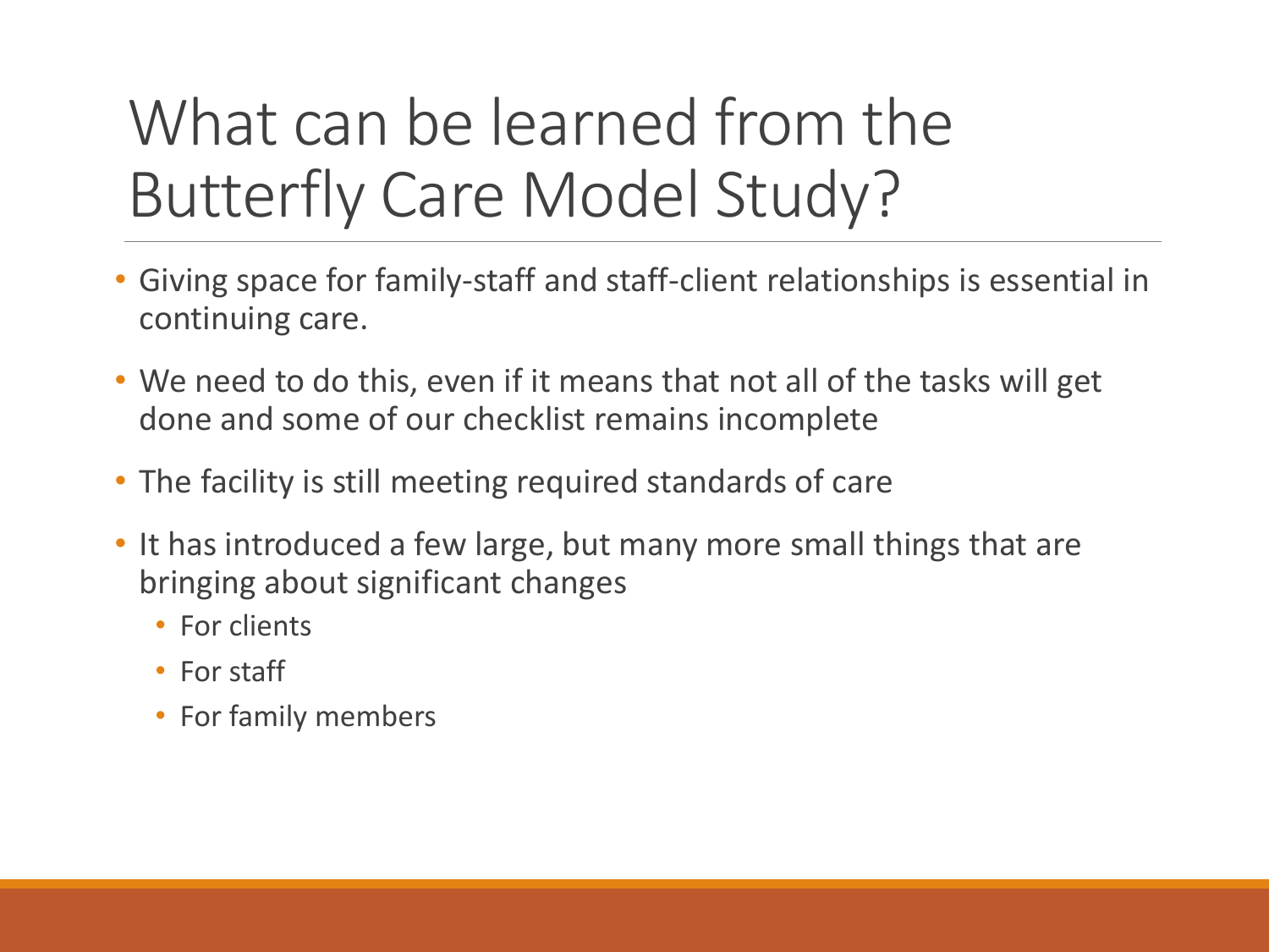# What can be learned from the Butterfly Care Model Study?

- Giving space for family-staff and staff-client relationships is essential in continuing care.
- We need to do this, even if it means that not all of the tasks will get done and some of our checklist remains incomplete
- The facility is still meeting required standards of care
- It has introduced a few large, but many more small things that are bringing about significant changes
  - For clients
  - For staff
  - For family members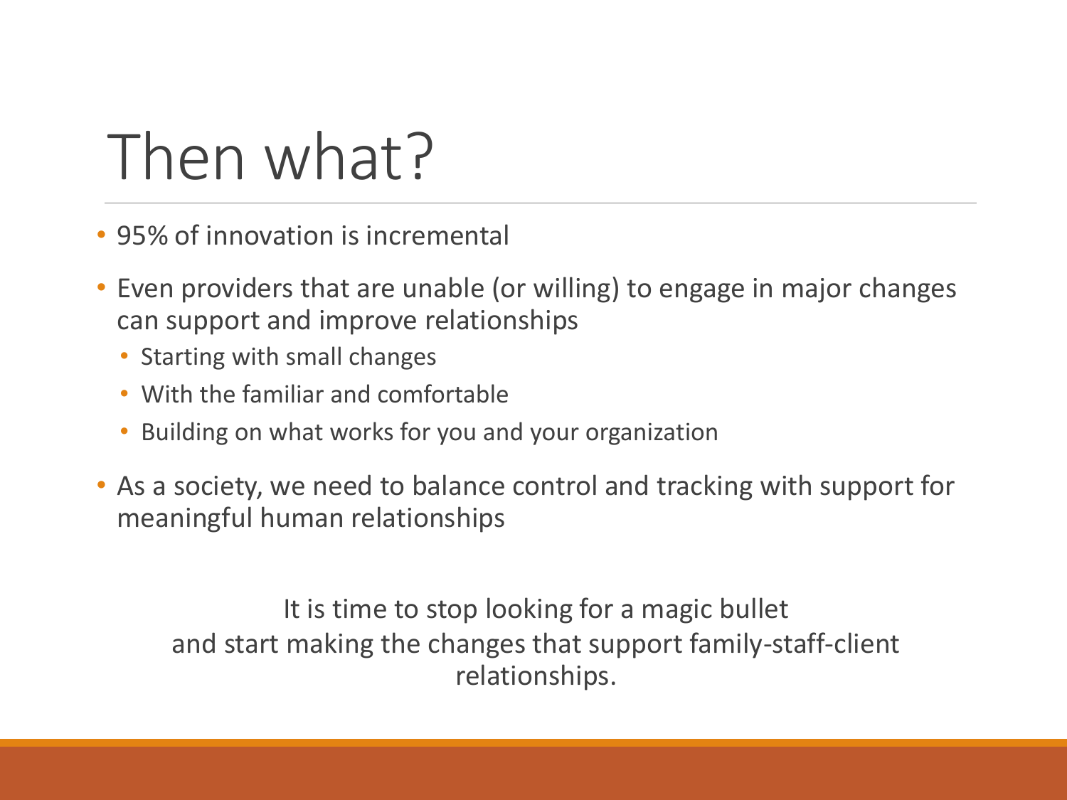# Then what?

- 95% of innovation is incremental
- Even providers that are unable (or willing) to engage in major changes can support and improve relationships
  - Starting with small changes
  - With the familiar and comfortable
  - Building on what works for you and your organization
- As a society, we need to balance control and tracking with support for meaningful human relationships

It is time to stop looking for a magic bullet
and start making the changes that support family-staff-client relationships.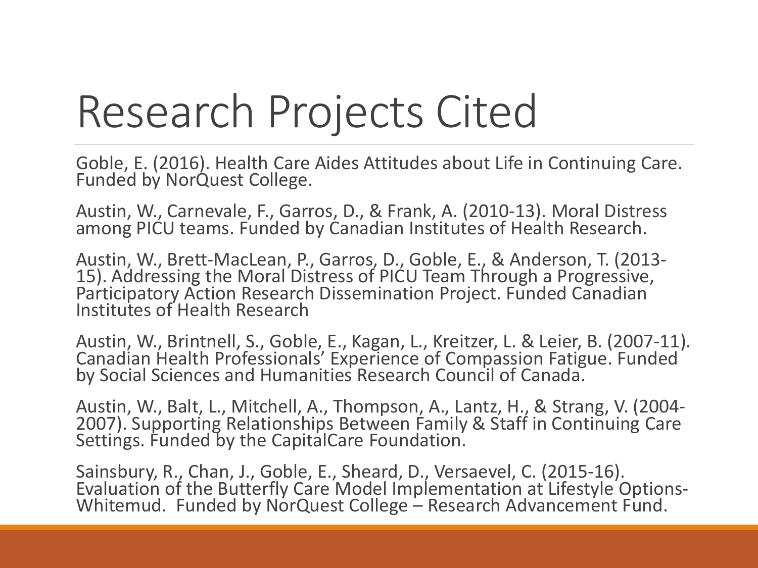# Research Projects Cited

Goble, E. (2016). Health Care Aides Attitudes about Life in Continuing Care. Funded by NorQuest College.

Austin, W., Carnevale, F., Garros, D., & Frank, A. (2010-13). Moral Distress among PICU teams. Funded by Canadian Institutes of Health Research.

Austin, W., Brett-MacLean, P., Garros, D., Goble, E., & Anderson, T. (2013-15). Addressing the Moral Distress of PICU Team Through a Progressive, Participatory Action Research Dissemination Project. Funded Canadian Institutes of Health Research

Austin, W., Brintnell, S., Goble, E., Kagan, L., Kreitzer, L. & Leier, B. (2007-11). Canadian Health Professionals' Experience of Compassion Fatigue. Funded by Social Sciences and Humanities Research Council of Canada.

Austin, W., Balt, L., Mitchell, A., Thompson, A., Lantz, H., & Strang, V. (2004-2007). Supporting Relationships Between Family & Staff in Continuing Care Settings. Funded by the CapitalCare Foundation.

Sainsbury, R., Chan, J., Goble, E., Sheard, D., Versaevel, C. (2015-16). Evaluation of the Butterfly Care Model Implementation at Lifestyle Options-Whitemud. Funded by NorQuest College – Research Advancement Fund.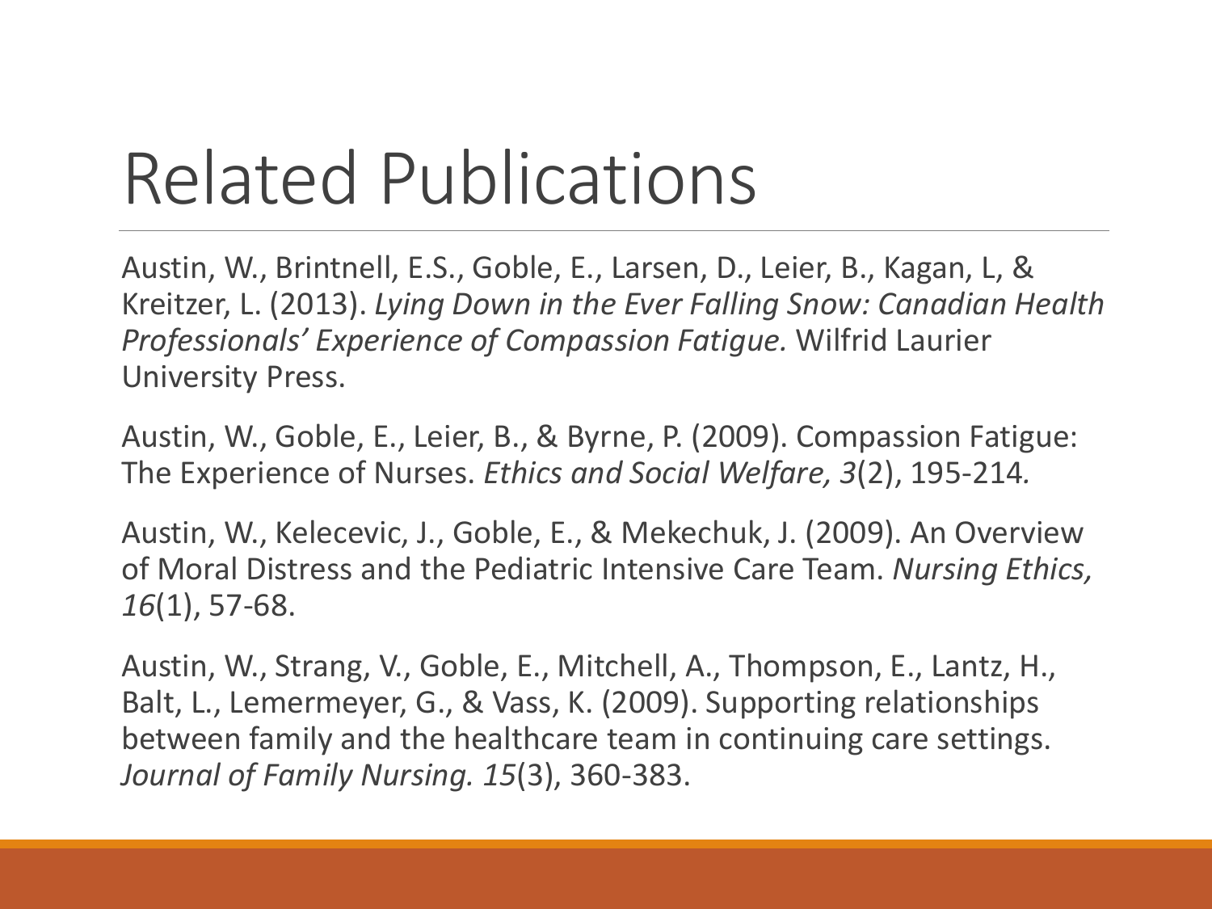# Related Publications

Austin, W., Brintnell, E.S., Goble, E., Larsen, D., Leier, B., Kagan, L, & Kreitzer, L. (2013). *Lying Down in the Ever Falling Snow: Canadian Health Professionals' Experience of Compassion Fatigue.* Wilfrid Laurier University Press.

Austin, W., Goble, E., Leier, B., & Byrne, P. (2009). Compassion Fatigue: The Experience of Nurses. *Ethics and Social Welfare, 3*(2), 195-214.

Austin, W., Kelecevic, J., Goble, E., & Mekechuk, J. (2009). An Overview of Moral Distress and the Pediatric Intensive Care Team. *Nursing Ethics, 16*(1), 57-68.

Austin, W., Strang, V., Goble, E., Mitchell, A., Thompson, E., Lantz, H., Balt, L., Lemermeyer, G., & Vass, K. (2009). Supporting relationships between family and the healthcare team in continuing care settings. *Journal of Family Nursing. 15*(3), 360-383.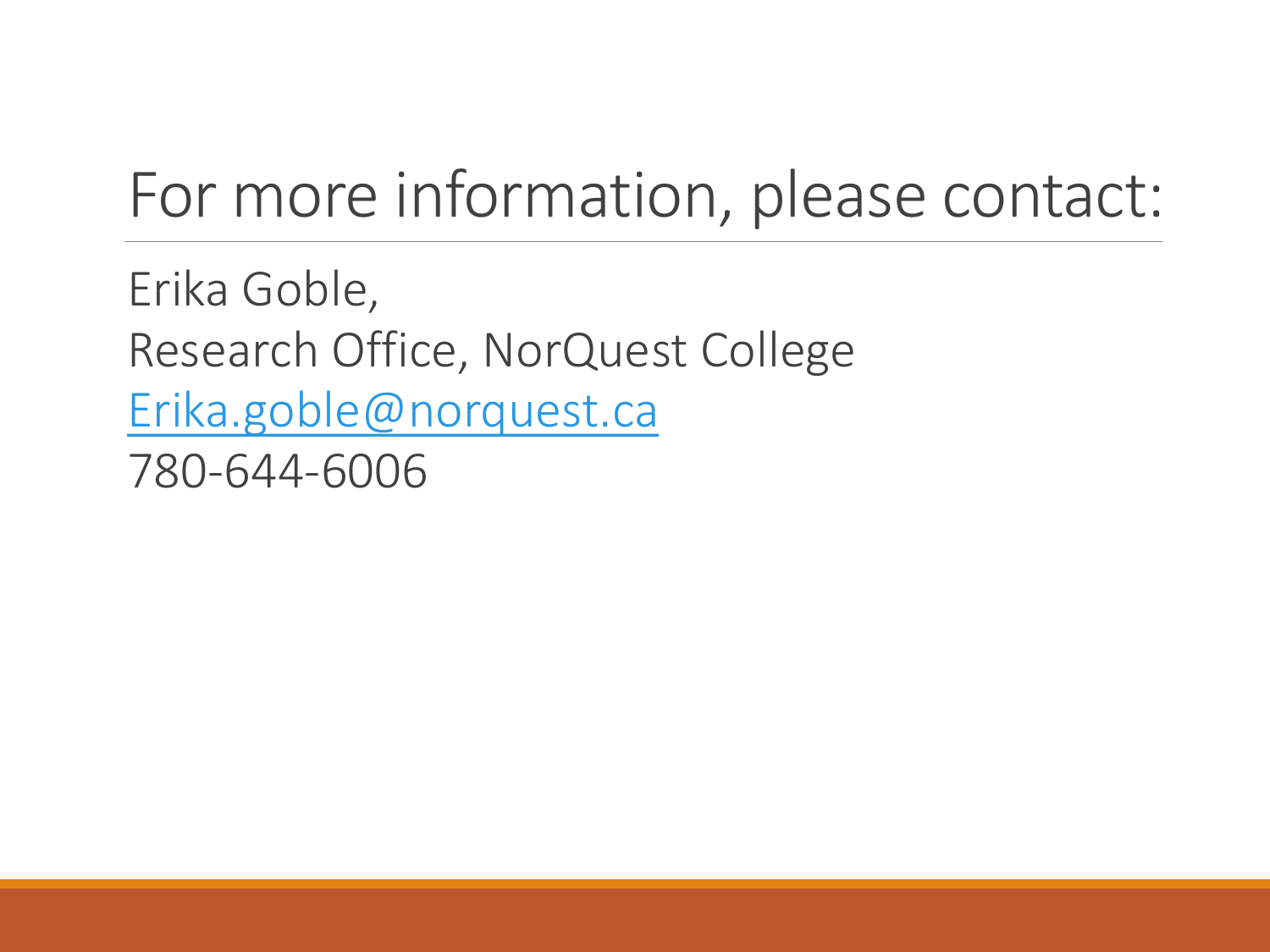# For more information, please contact:

Erika Goble,
Research Office, NorQuest College
[Erika.goble@norquest.ca](mailto:Erika.goble@norquest.ca)
780-644-6006